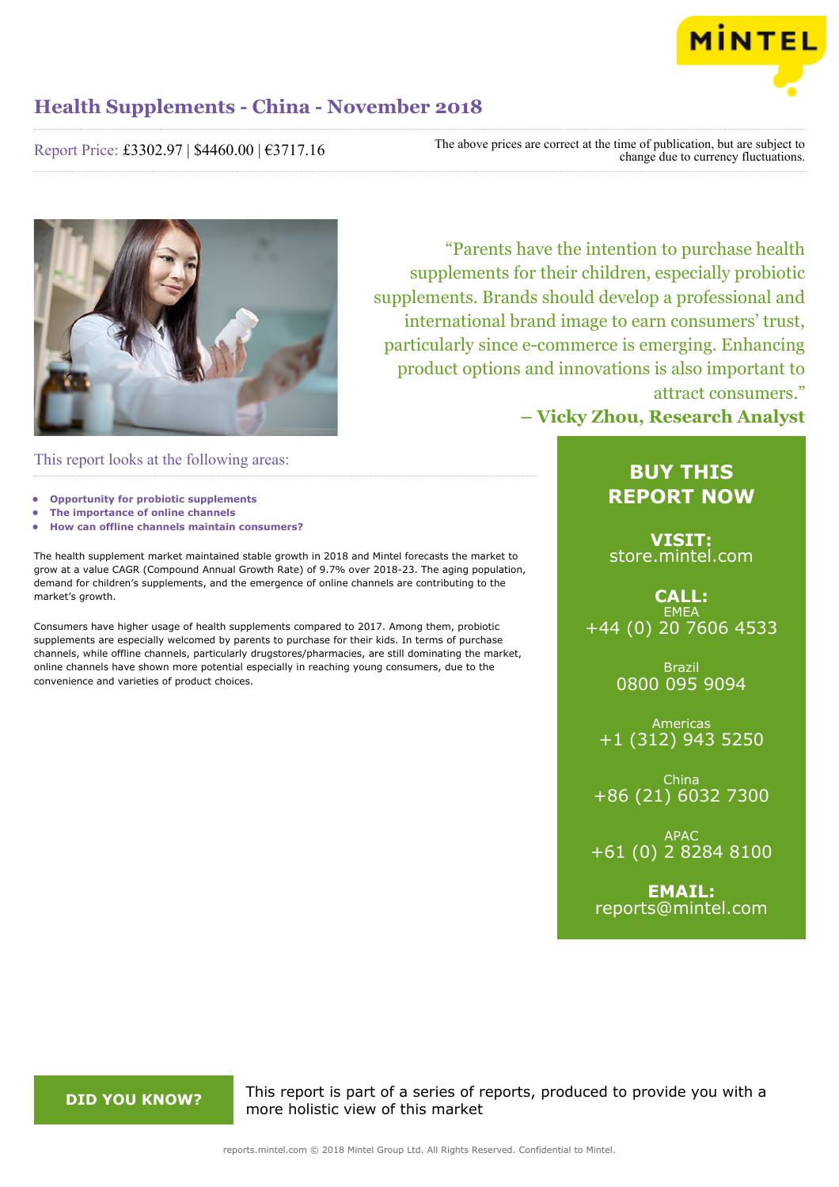# Health Supplements - China - November 2018

Report Price: £3302.97 | $4460.00 | €3717.16

The above prices are correct at the time of publication, but are subject to change due to currency fluctuations.

"Parents have the intention to purchase health supplements for their children, especially probiotic supplements. Brands should develop a professional and international brand image to earn consumers' trust, particularly since e-commerce is emerging. Enhancing product options and innovations is also important to attract consumers."

**– Vicky Zhou, Research Analyst**

This report looks at the following areas:

- **Opportunity for probiotic supplements**
- **The importance of online channels**
- **How can offline channels maintain consumers?**

The health supplement market maintained stable growth in 2018 and Mintel forecasts the market to grow at a value CAGR (Compound Annual Growth Rate) of 9.7% over 2018-23. The aging population, demand for children's supplements, and the emergence of online channels are contributing to the market's growth.

Consumers have higher usage of health supplements compared to 2017. Among them, probiotic supplements are especially welcomed by parents to purchase for their kids. In terms of purchase channels, while offline channels, particularly drugstores/pharmacies, are still dominating the market, online channels have shown more potential especially in reaching young consumers, due to the convenience and varieties of product choices.

**BUY THIS REPORT NOW**

**VISIT:**
store.mintel.com

**CALL:**

EMEA
+44 (0) 20 7606 4533

Brazil
0800 095 9094

Americas
+1 (312) 943 5250

China
+86 (21) 6032 7300

APAC
+61 (0) 2 8284 8100

**EMAIL:**
reports@mintel.com

**DID YOU KNOW?**

This report is part of a series of reports, produced to provide you with a more holistic view of this market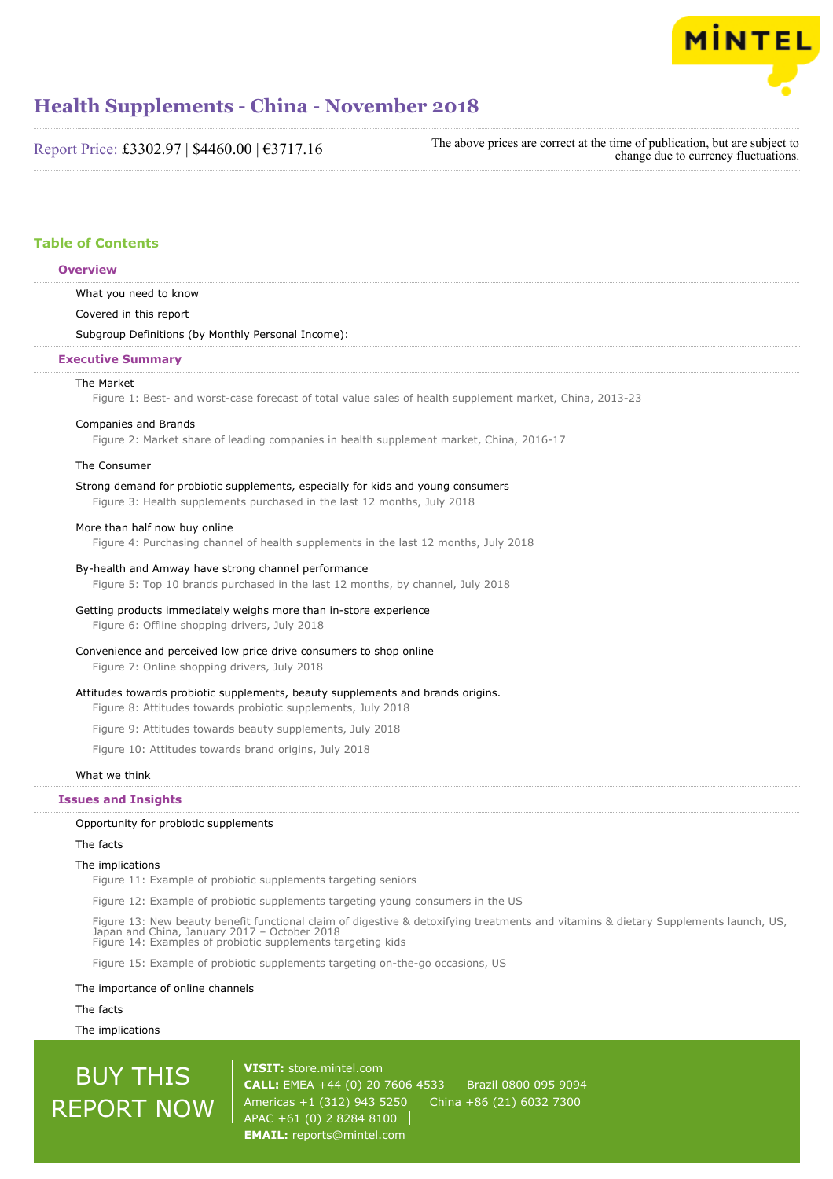# Health Supplements - China - November 2018

Report Price: £3302.97 | $4460.00 | €3717.16

The above prices are correct at the time of publication, but are subject to change due to currency fluctuations.

## Table of Contents

### Overview

What you need to know

Covered in this report

Subgroup Definitions (by Monthly Personal Income):

### Executive Summary

The Market

Figure 1: Best- and worst-case forecast of total value sales of health supplement market, China, 2013-23

Companies and Brands

Figure 2: Market share of leading companies in health supplement market, China, 2016-17

The Consumer

Strong demand for probiotic supplements, especially for kids and young consumers

Figure 3: Health supplements purchased in the last 12 months, July 2018

More than half now buy online

Figure 4: Purchasing channel of health supplements in the last 12 months, July 2018

By-health and Amway have strong channel performance

Figure 5: Top 10 brands purchased in the last 12 months, by channel, July 2018

Getting products immediately weighs more than in-store experience

Figure 6: Offline shopping drivers, July 2018

Convenience and perceived low price drive consumers to shop online

Figure 7: Online shopping drivers, July 2018

Attitudes towards probiotic supplements, beauty supplements and brands origins.

Figure 8: Attitudes towards probiotic supplements, July 2018

Figure 9: Attitudes towards beauty supplements, July 2018

Figure 10: Attitudes towards brand origins, July 2018

What we think

### Issues and Insights

Opportunity for probiotic supplements

The facts

The implications

Figure 11: Example of probiotic supplements targeting seniors

Figure 12: Example of probiotic supplements targeting young consumers in the US

Figure 13: New beauty benefit functional claim of digestive & detoxifying treatments and vitamins & dietary Supplements launch, US, Japan and China, January 2017 – October 2018

Figure 14: Examples of probiotic supplements targeting kids

Figure 15: Example of probiotic supplements targeting on-the-go occasions, US

The importance of online channels

The facts

The implications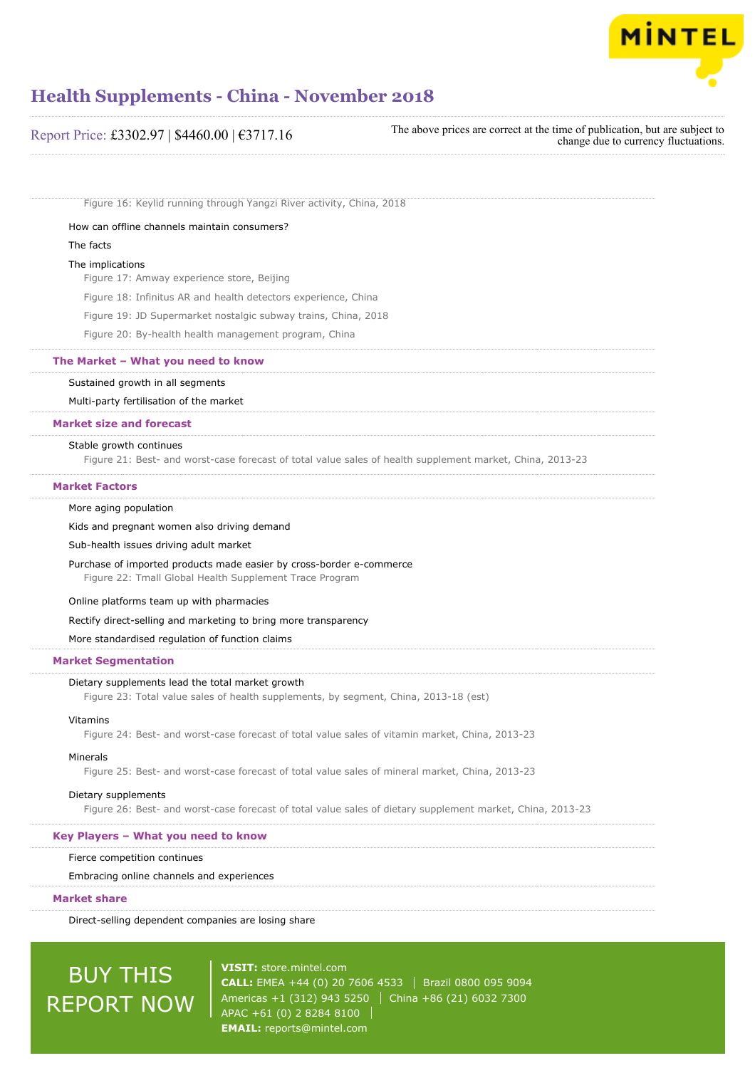Figure 16: Keylid running through Yangzi River activity, China, 2018

How can offline channels maintain consumers?

The facts

The implications

Figure 17: Amway experience store, Beijing

Figure 18: Infinitus AR and health detectors experience, China

Figure 19: JD Supermarket nostalgic subway trains, China, 2018

Figure 20: By-health health management program, China

## The Market – What you need to know

Sustained growth in all segments

Multi-party fertilisation of the market

## Market size and forecast

Stable growth continues

Figure 21: Best- and worst-case forecast of total value sales of health supplement market, China, 2013-23

## Market Factors

More aging population

Kids and pregnant women also driving demand

Sub-health issues driving adult market

Purchase of imported products made easier by cross-border e-commerce

Figure 22: Tmall Global Health Supplement Trace Program

Online platforms team up with pharmacies

Rectify direct-selling and marketing to bring more transparency

More standardised regulation of function claims

## Market Segmentation

Dietary supplements lead the total market growth

Figure 23: Total value sales of health supplements, by segment, China, 2013-18 (est)

Vitamins

Figure 24: Best- and worst-case forecast of total value sales of vitamin market, China, 2013-23

Minerals

Figure 25: Best- and worst-case forecast of total value sales of mineral market, China, 2013-23

Dietary supplements

Figure 26: Best- and worst-case forecast of total value sales of dietary supplement market, China, 2013-23

## Key Players – What you need to know

Fierce competition continues

Embracing online channels and experiences

## Market share

Direct-selling dependent companies are losing share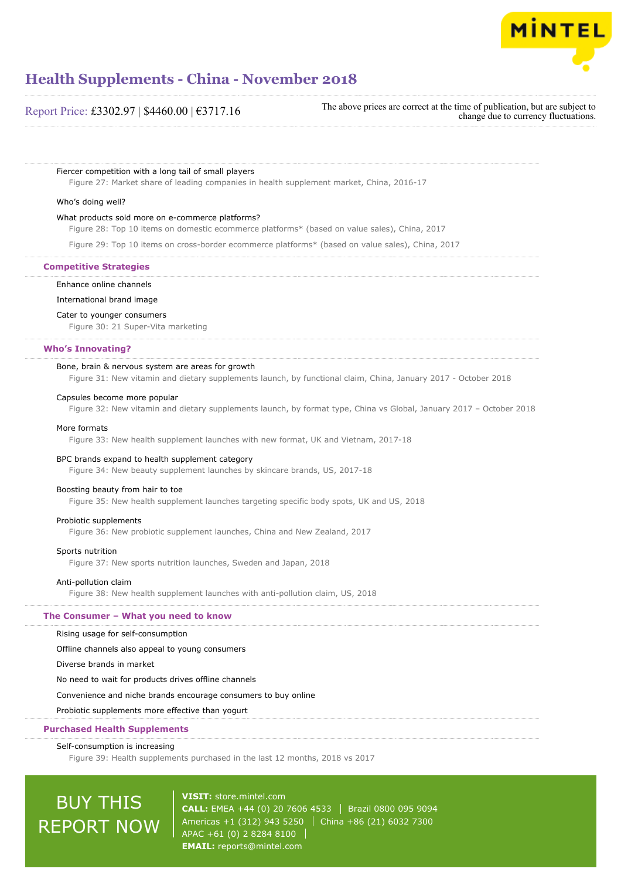Fiercer competition with a long tail of small players

Figure 27: Market share of leading companies in health supplement market, China, 2016-17

Who's doing well?

What products sold more on e-commerce platforms?

Figure 28: Top 10 items on domestic ecommerce platforms* (based on value sales), China, 2017

Figure 29: Top 10 items on cross-border ecommerce platforms* (based on value sales), China, 2017

## Competitive Strategies

Enhance online channels

International brand image

Cater to younger consumers

Figure 30: 21 Super-Vita marketing

## Who's Innovating?

Bone, brain & nervous system are areas for growth

Figure 31: New vitamin and dietary supplements launch, by functional claim, China, January 2017 - October 2018

Capsules become more popular

Figure 32: New vitamin and dietary supplements launch, by format type, China vs Global, January 2017 – October 2018

More formats

Figure 33: New health supplement launches with new format, UK and Vietnam, 2017-18

BPC brands expand to health supplement category

Figure 34: New beauty supplement launches by skincare brands, US, 2017-18

Boosting beauty from hair to toe

Figure 35: New health supplement launches targeting specific body spots, UK and US, 2018

Probiotic supplements

Figure 36: New probiotic supplement launches, China and New Zealand, 2017

Sports nutrition

Figure 37: New sports nutrition launches, Sweden and Japan, 2018

Anti-pollution claim

Figure 38: New health supplement launches with anti-pollution claim, US, 2018

## The Consumer – What you need to know

Rising usage for self-consumption

Offline channels also appeal to young consumers

Diverse brands in market

No need to wait for products drives offline channels

Convenience and niche brands encourage consumers to buy online

Probiotic supplements more effective than yogurt

## Purchased Health Supplements

Self-consumption is increasing

Figure 39: Health supplements purchased in the last 12 months, 2018 vs 2017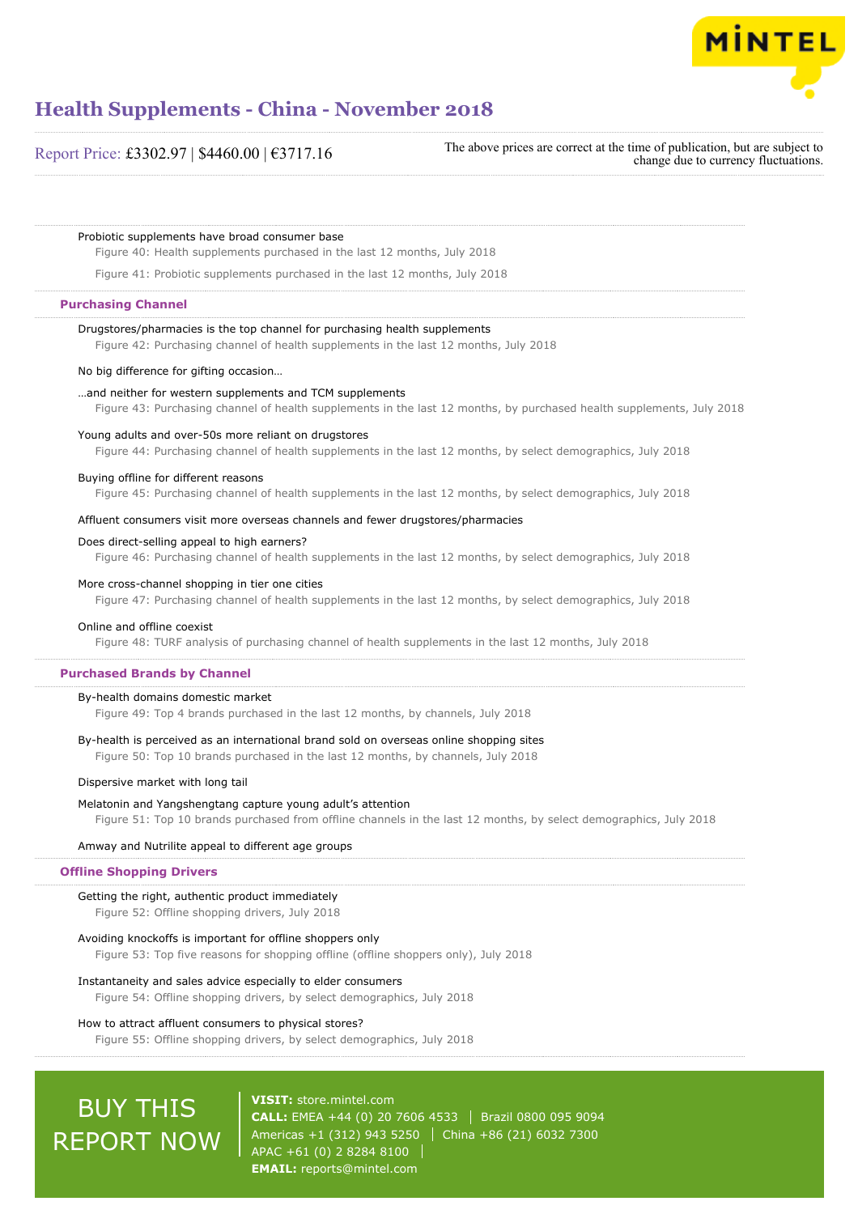Probiotic supplements have broad consumer base

Figure 40: Health supplements purchased in the last 12 months, July 2018

Figure 41: Probiotic supplements purchased in the last 12 months, July 2018

## Purchasing Channel

Drugstores/pharmacies is the top channel for purchasing health supplements

Figure 42: Purchasing channel of health supplements in the last 12 months, July 2018

No big difference for gifting occasion…

…and neither for western supplements and TCM supplements

Figure 43: Purchasing channel of health supplements in the last 12 months, by purchased health supplements, July 2018

Young adults and over-50s more reliant on drugstores

Figure 44: Purchasing channel of health supplements in the last 12 months, by select demographics, July 2018

Buying offline for different reasons

Figure 45: Purchasing channel of health supplements in the last 12 months, by select demographics, July 2018

Affluent consumers visit more overseas channels and fewer drugstores/pharmacies

Does direct-selling appeal to high earners?

Figure 46: Purchasing channel of health supplements in the last 12 months, by select demographics, July 2018

More cross-channel shopping in tier one cities

Figure 47: Purchasing channel of health supplements in the last 12 months, by select demographics, July 2018

Online and offline coexist

Figure 48: TURF analysis of purchasing channel of health supplements in the last 12 months, July 2018

## Purchased Brands by Channel

By-health domains domestic market

Figure 49: Top 4 brands purchased in the last 12 months, by channels, July 2018

By-health is perceived as an international brand sold on overseas online shopping sites

Figure 50: Top 10 brands purchased in the last 12 months, by channels, July 2018

Dispersive market with long tail

Melatonin and Yangshengtang capture young adult's attention

Figure 51: Top 10 brands purchased from offline channels in the last 12 months, by select demographics, July 2018

Amway and Nutrilite appeal to different age groups

## Offline Shopping Drivers

Getting the right, authentic product immediately

Figure 52: Offline shopping drivers, July 2018

Avoiding knockoffs is important for offline shoppers only

Figure 53: Top five reasons for shopping offline (offline shoppers only), July 2018

Instantaneity and sales advice especially to elder consumers

Figure 54: Offline shopping drivers, by select demographics, July 2018

How to attract affluent consumers to physical stores?

Figure 55: Offline shopping drivers, by select demographics, July 2018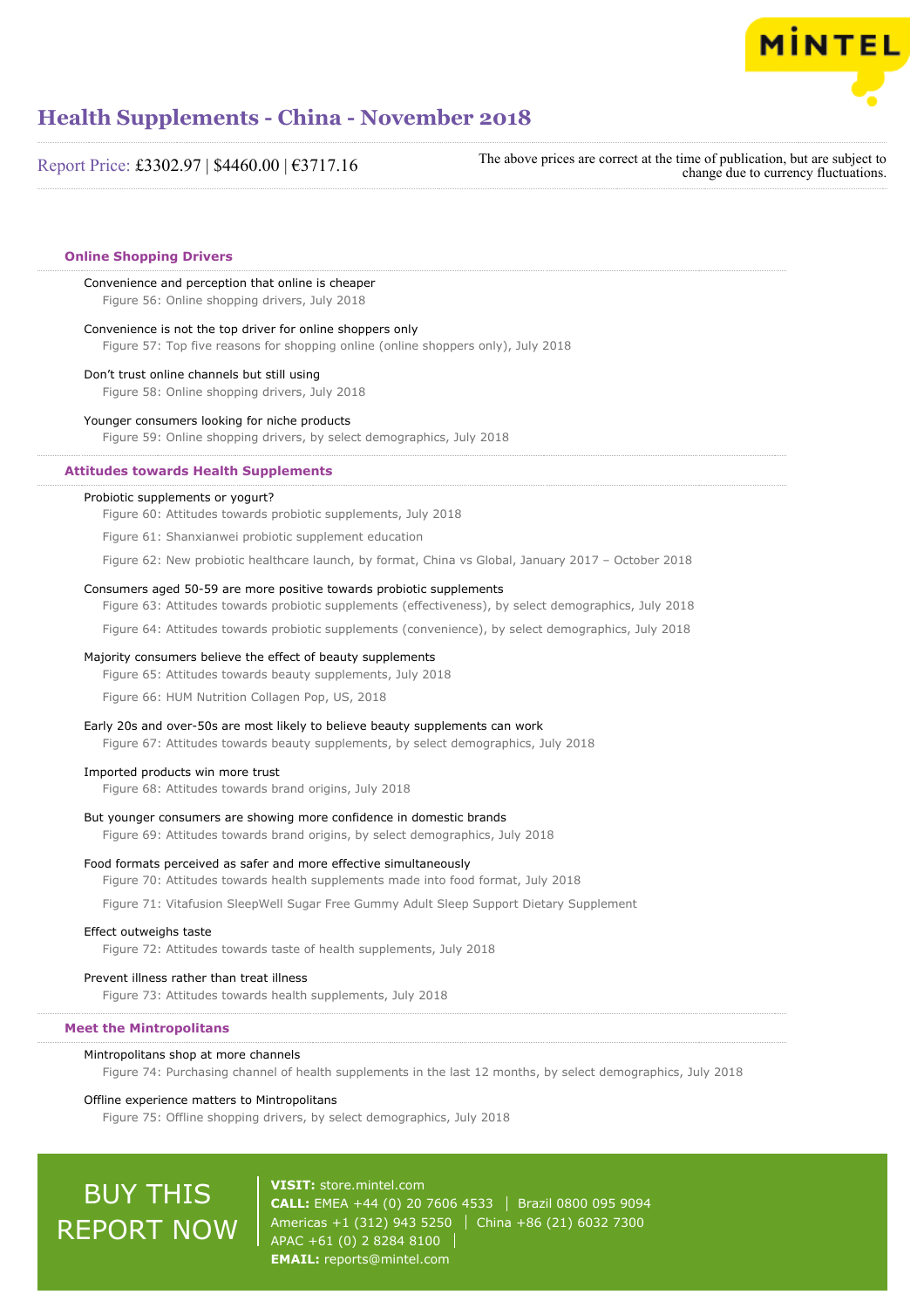## Online Shopping Drivers

Convenience and perception that online is cheaper

Figure 56: Online shopping drivers, July 2018

Convenience is not the top driver for online shoppers only

Figure 57: Top five reasons for shopping online (online shoppers only), July 2018

Don't trust online channels but still using

Figure 58: Online shopping drivers, July 2018

Younger consumers looking for niche products

Figure 59: Online shopping drivers, by select demographics, July 2018

## Attitudes towards Health Supplements

Probiotic supplements or yogurt?

Figure 60: Attitudes towards probiotic supplements, July 2018

Figure 61: Shanxianwei probiotic supplement education

Figure 62: New probiotic healthcare launch, by format, China vs Global, January 2017 – October 2018

Consumers aged 50-59 are more positive towards probiotic supplements

Figure 63: Attitudes towards probiotic supplements (effectiveness), by select demographics, July 2018

Figure 64: Attitudes towards probiotic supplements (convenience), by select demographics, July 2018

Majority consumers believe the effect of beauty supplements

Figure 65: Attitudes towards beauty supplements, July 2018

Figure 66: HUM Nutrition Collagen Pop, US, 2018

Early 20s and over-50s are most likely to believe beauty supplements can work

Figure 67: Attitudes towards beauty supplements, by select demographics, July 2018

Imported products win more trust

Figure 68: Attitudes towards brand origins, July 2018

But younger consumers are showing more confidence in domestic brands

Figure 69: Attitudes towards brand origins, by select demographics, July 2018

Food formats perceived as safer and more effective simultaneously

Figure 70: Attitudes towards health supplements made into food format, July 2018

Figure 71: Vitafusion SleepWell Sugar Free Gummy Adult Sleep Support Dietary Supplement

Effect outweighs taste

Figure 72: Attitudes towards taste of health supplements, July 2018

Prevent illness rather than treat illness

Figure 73: Attitudes towards health supplements, July 2018

## Meet the Mintropolitans

Mintropolitans shop at more channels

Figure 74: Purchasing channel of health supplements in the last 12 months, by select demographics, July 2018

Offline experience matters to Mintropolitans

Figure 75: Offline shopping drivers, by select demographics, July 2018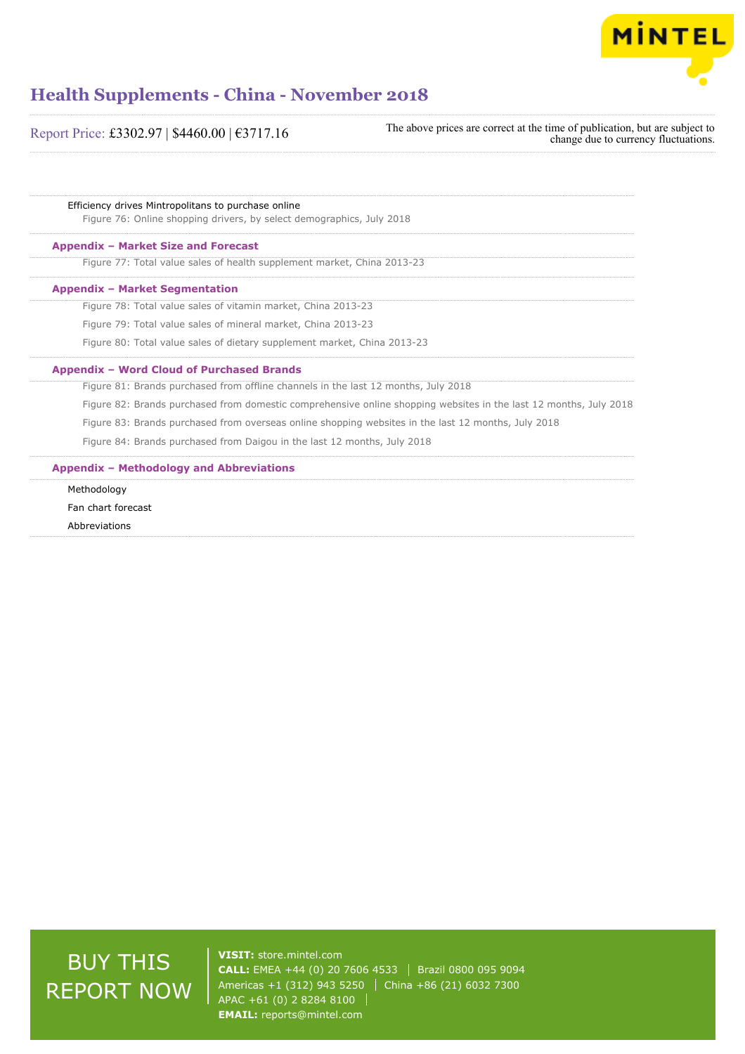Efficiency drives Mintropolitans to purchase online

Figure 76: Online shopping drivers, by select demographics, July 2018

## Appendix – Market Size and Forecast

Figure 77: Total value sales of health supplement market, China 2013-23

## Appendix – Market Segmentation

Figure 78: Total value sales of vitamin market, China 2013-23

Figure 79: Total value sales of mineral market, China 2013-23

Figure 80: Total value sales of dietary supplement market, China 2013-23

## Appendix – Word Cloud of Purchased Brands

Figure 81: Brands purchased from offline channels in the last 12 months, July 2018

Figure 82: Brands purchased from domestic comprehensive online shopping websites in the last 12 months, July 2018

Figure 83: Brands purchased from overseas online shopping websites in the last 12 months, July 2018

Figure 84: Brands purchased from Daigou in the last 12 months, July 2018

## Appendix – Methodology and Abbreviations

Methodology

Fan chart forecast

Abbreviations